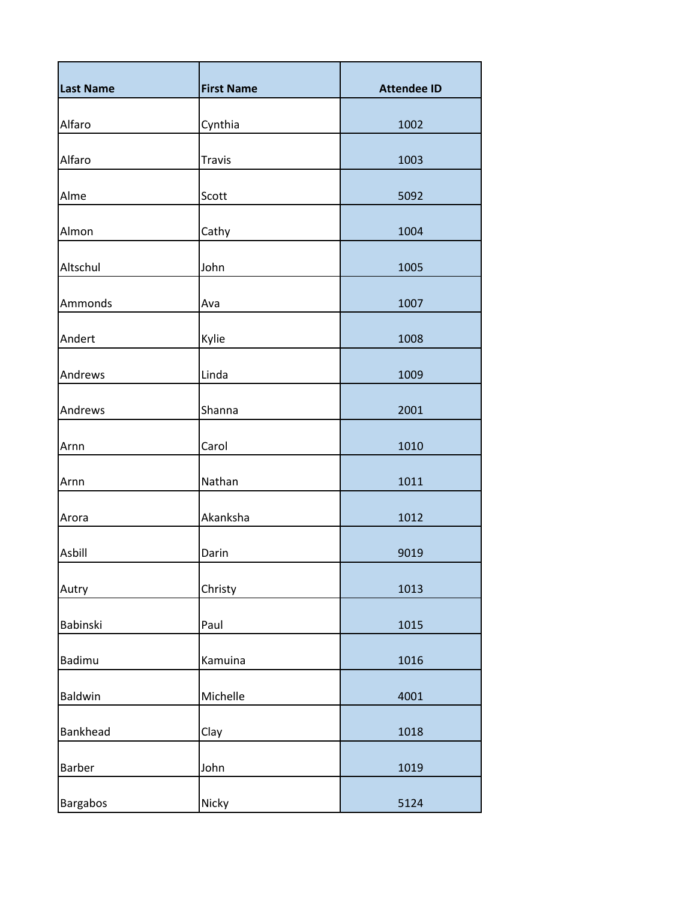| Last Name | First Name | Attendee ID |
|---|---|---|
| Alfaro | Cynthia | 1002 |
| Alfaro | Travis | 1003 |
| Alme | Scott | 5092 |
| Almon | Cathy | 1004 |
| Altschul | John | 1005 |
| Ammonds | Ava | 1007 |
| Andert | Kylie | 1008 |
| Andrews | Linda | 1009 |
| Andrews | Shanna | 2001 |
| Arnn | Carol | 1010 |
| Arnn | Nathan | 1011 |
| Arora | Akanksha | 1012 |
| Asbill | Darin | 9019 |
| Autry | Christy | 1013 |
| Babinski | Paul | 1015 |
| Badimu | Kamuina | 1016 |
| Baldwin | Michelle | 4001 |
| Bankhead | Clay | 1018 |
| Barber | John | 1019 |
| Bargabos | Nicky | 5124 |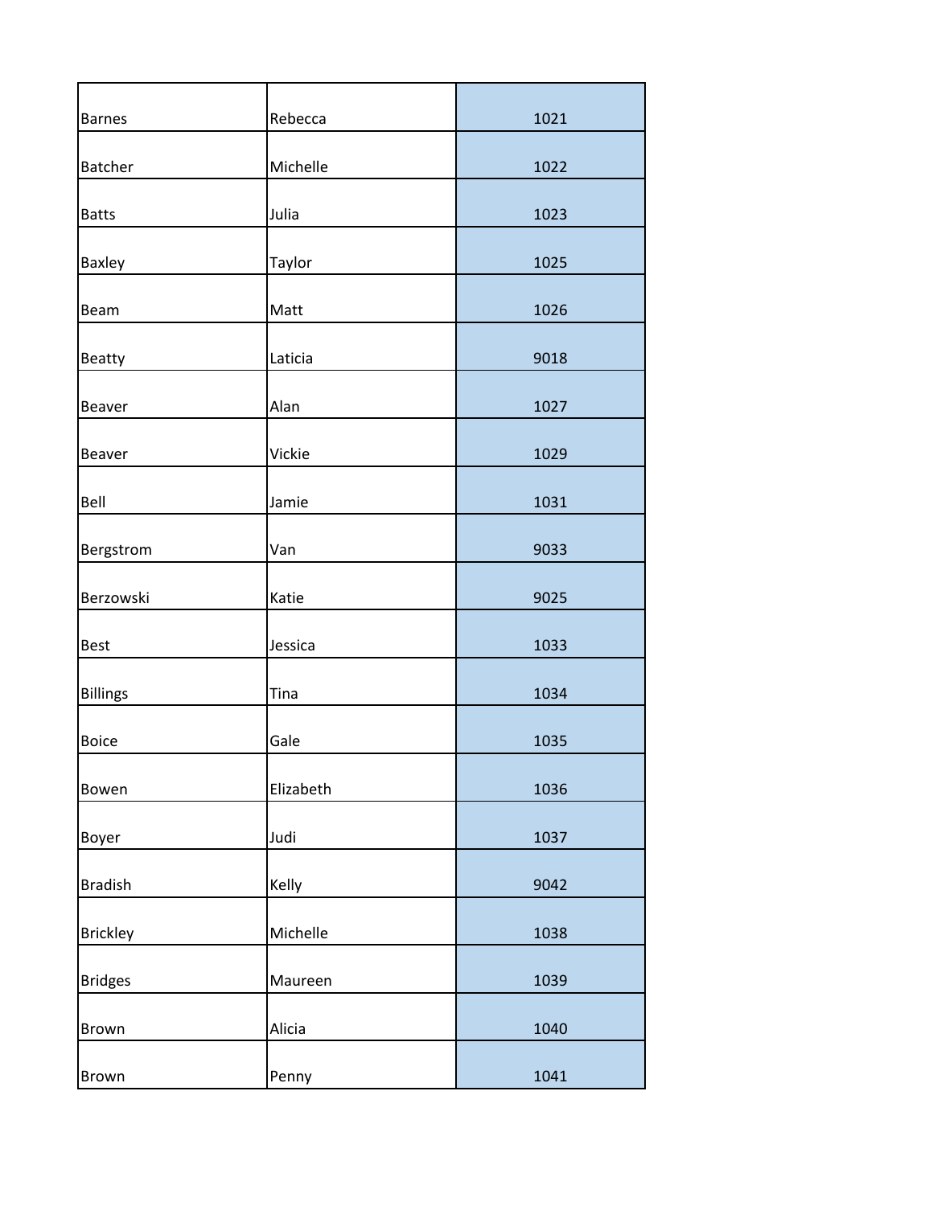| | | |
|---|---|---|
| Barnes | Rebecca | 1021 |
| Batcher | Michelle | 1022 |
| Batts | Julia | 1023 |
| Baxley | Taylor | 1025 |
| Beam | Matt | 1026 |
| Beatty | Laticia | 9018 |
| Beaver | Alan | 1027 |
| Beaver | Vickie | 1029 |
| Bell | Jamie | 1031 |
| Bergstrom | Van | 9033 |
| Berzowski | Katie | 9025 |
| Best | Jessica | 1033 |
| Billings | Tina | 1034 |
| Boice | Gale | 1035 |
| Bowen | Elizabeth | 1036 |
| Boyer | Judi | 1037 |
| Bradish | Kelly | 9042 |
| Brickley | Michelle | 1038 |
| Bridges | Maureen | 1039 |
| Brown | Alicia | 1040 |
| Brown | Penny | 1041 |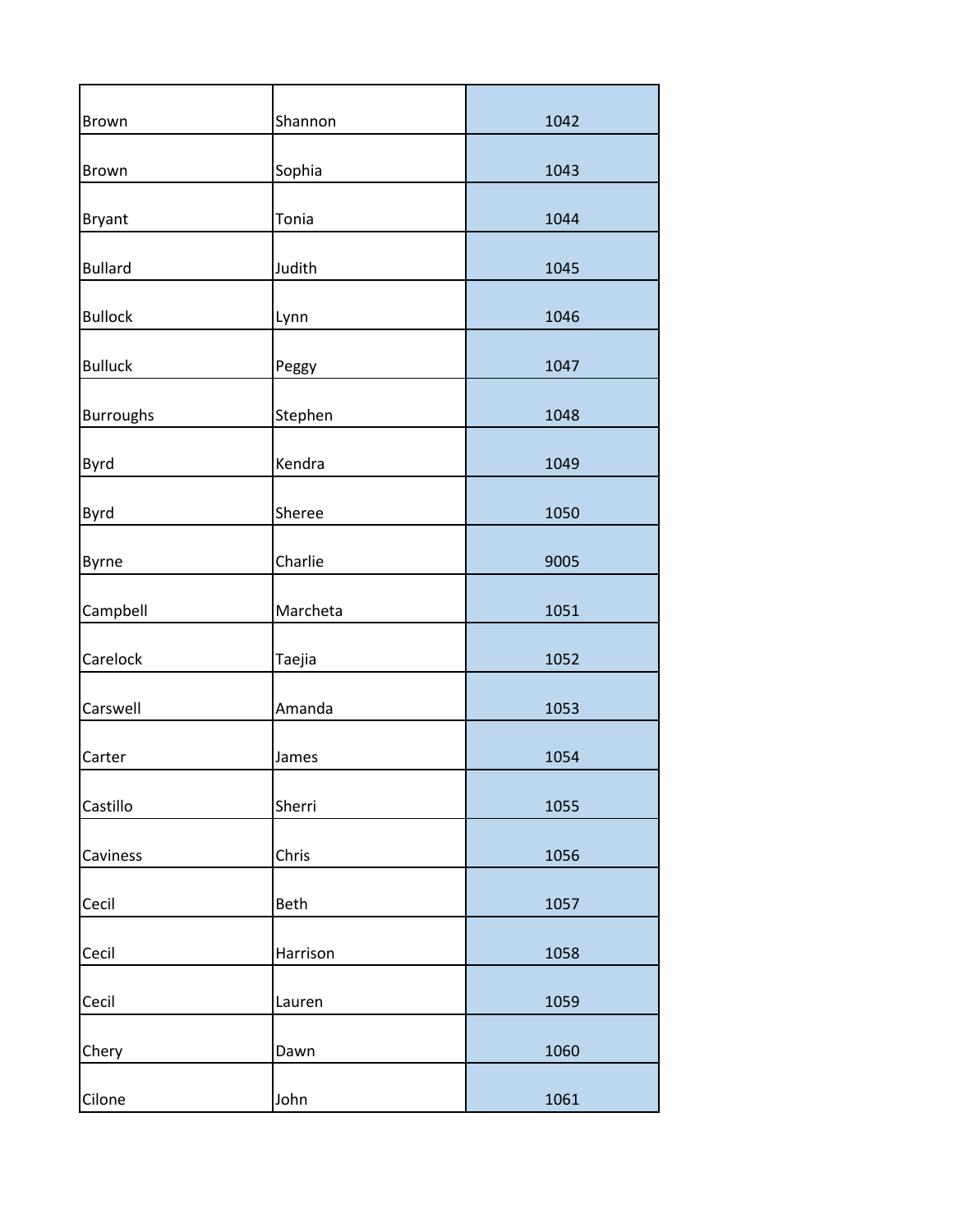| | | |
|---|---|---|
| Brown | Shannon | 1042 |
| Brown | Sophia | 1043 |
| Bryant | Tonia | 1044 |
| Bullard | Judith | 1045 |
| Bullock | Lynn | 1046 |
| Bulluck | Peggy | 1047 |
| Burroughs | Stephen | 1048 |
| Byrd | Kendra | 1049 |
| Byrd | Sheree | 1050 |
| Byrne | Charlie | 9005 |
| Campbell | Marcheta | 1051 |
| Carelock | Taejia | 1052 |
| Carswell | Amanda | 1053 |
| Carter | James | 1054 |
| Castillo | Sherri | 1055 |
| Caviness | Chris | 1056 |
| Cecil | Beth | 1057 |
| Cecil | Harrison | 1058 |
| Cecil | Lauren | 1059 |
| Chery | Dawn | 1060 |
| Cilone | John | 1061 |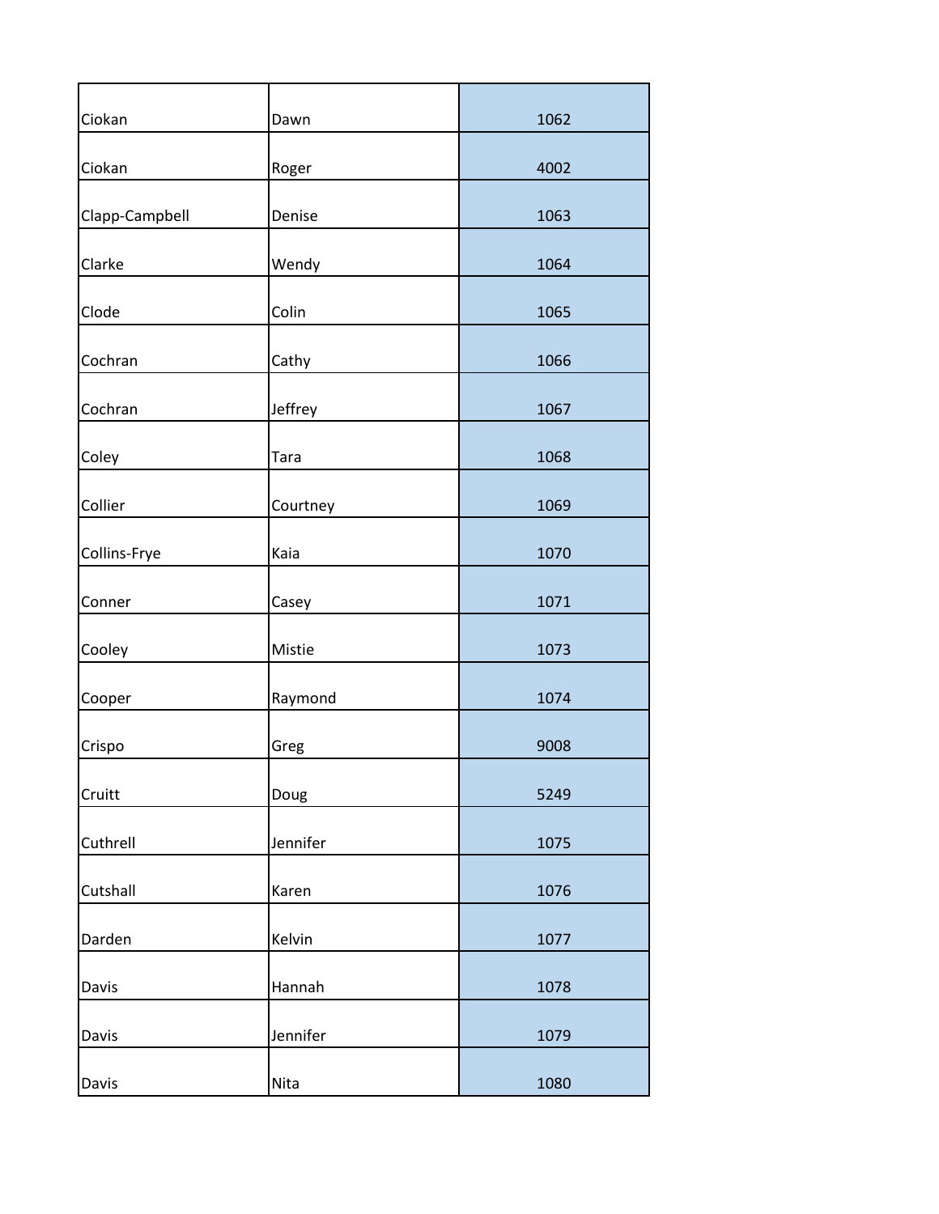| | | |
|---|---|---|
| Ciokan | Dawn | 1062 |
| Ciokan | Roger | 4002 |
| Clapp-Campbell | Denise | 1063 |
| Clarke | Wendy | 1064 |
| Clode | Colin | 1065 |
| Cochran | Cathy | 1066 |
| Cochran | Jeffrey | 1067 |
| Coley | Tara | 1068 |
| Collier | Courtney | 1069 |
| Collins-Frye | Kaia | 1070 |
| Conner | Casey | 1071 |
| Cooley | Mistie | 1073 |
| Cooper | Raymond | 1074 |
| Crispo | Greg | 9008 |
| Cruitt | Doug | 5249 |
| Cuthrell | Jennifer | 1075 |
| Cutshall | Karen | 1076 |
| Darden | Kelvin | 1077 |
| Davis | Hannah | 1078 |
| Davis | Jennifer | 1079 |
| Davis | Nita | 1080 |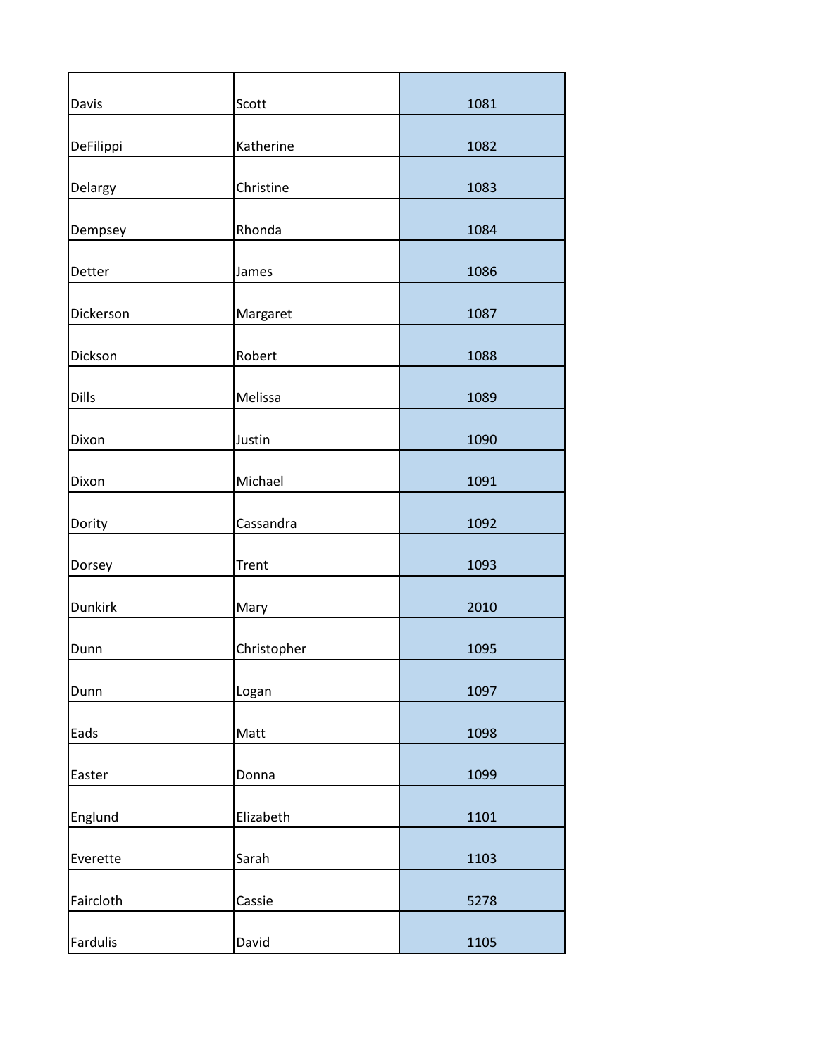| | | |
|---|---|---|
| Davis | Scott | 1081 |
| DeFilippi | Katherine | 1082 |
| Delargy | Christine | 1083 |
| Dempsey | Rhonda | 1084 |
| Detter | James | 1086 |
| Dickerson | Margaret | 1087 |
| Dickson | Robert | 1088 |
| Dills | Melissa | 1089 |
| Dixon | Justin | 1090 |
| Dixon | Michael | 1091 |
| Dority | Cassandra | 1092 |
| Dorsey | Trent | 1093 |
| Dunkirk | Mary | 2010 |
| Dunn | Christopher | 1095 |
| Dunn | Logan | 1097 |
| Eads | Matt | 1098 |
| Easter | Donna | 1099 |
| Englund | Elizabeth | 1101 |
| Everette | Sarah | 1103 |
| Faircloth | Cassie | 5278 |
| Fardulis | David | 1105 |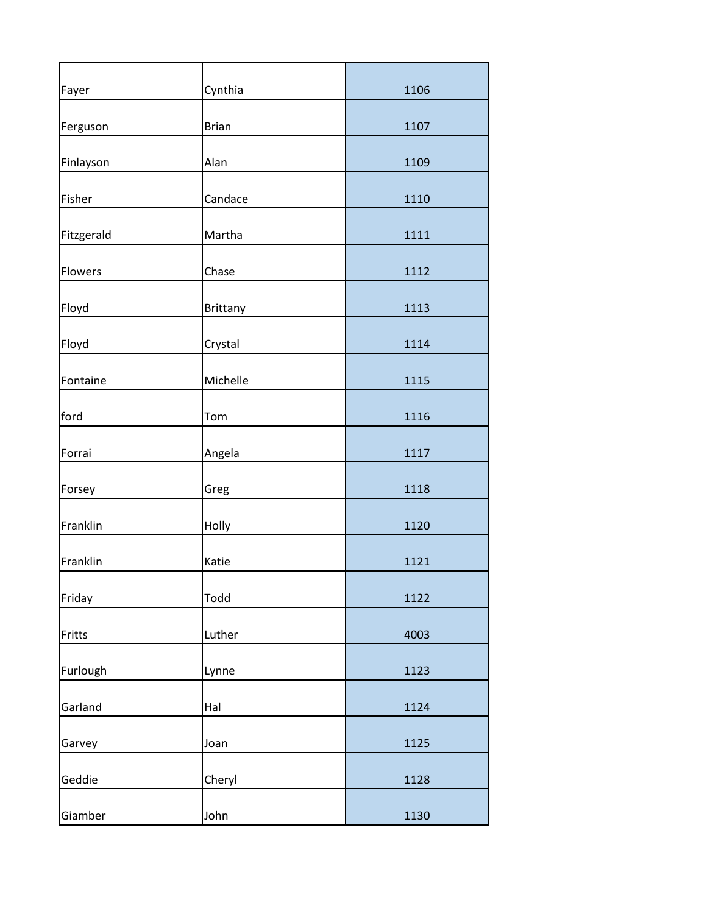| | | |
|---|---|---|
| Fayer | Cynthia | 1106 |
| Ferguson | Brian | 1107 |
| Finlayson | Alan | 1109 |
| Fisher | Candace | 1110 |
| Fitzgerald | Martha | 1111 |
| Flowers | Chase | 1112 |
| Floyd | Brittany | 1113 |
| Floyd | Crystal | 1114 |
| Fontaine | Michelle | 1115 |
| ford | Tom | 1116 |
| Forrai | Angela | 1117 |
| Forsey | Greg | 1118 |
| Franklin | Holly | 1120 |
| Franklin | Katie | 1121 |
| Friday | Todd | 1122 |
| Fritts | Luther | 4003 |
| Furlough | Lynne | 1123 |
| Garland | Hal | 1124 |
| Garvey | Joan | 1125 |
| Geddie | Cheryl | 1128 |
| Giamber | John | 1130 |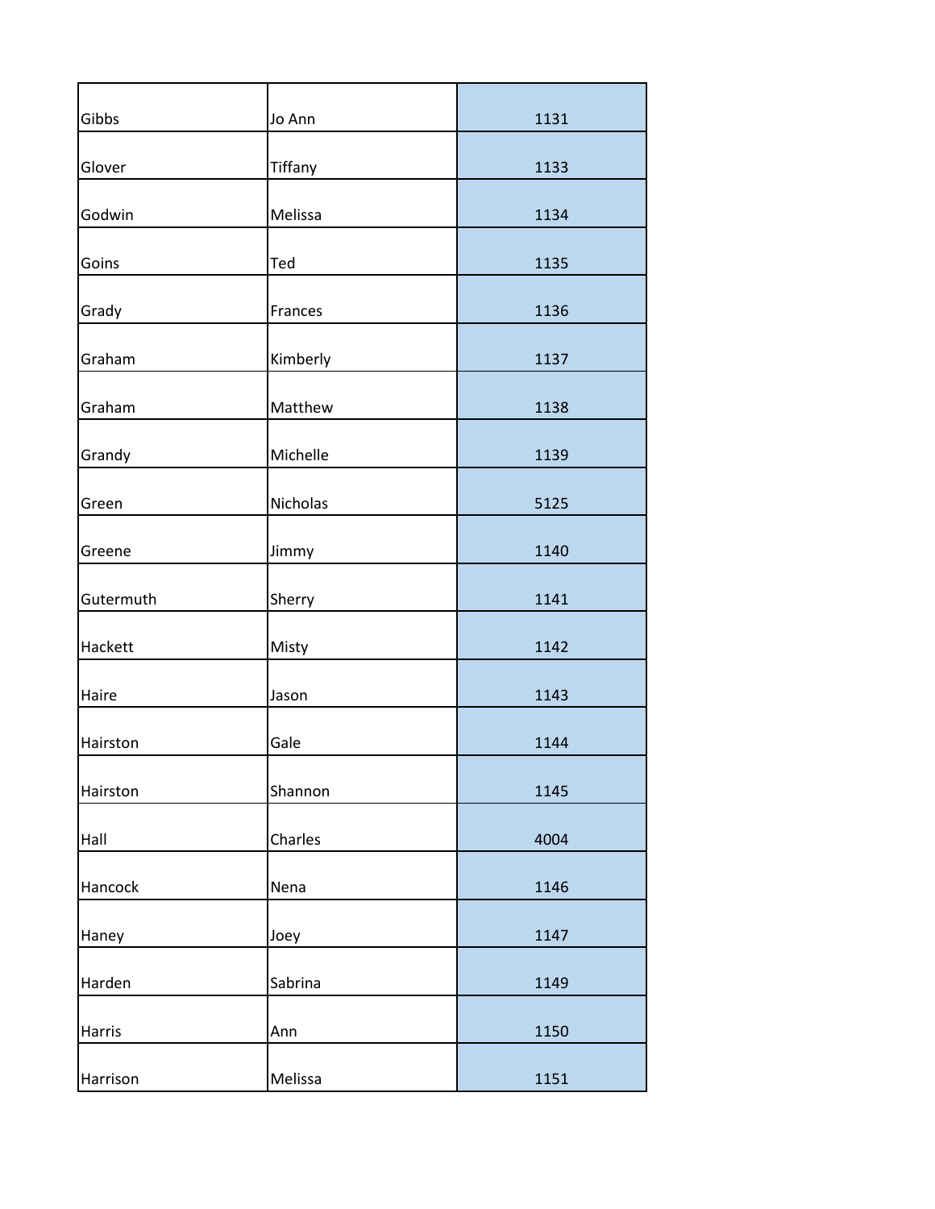| | | |
|---|---|---|
| Gibbs | Jo Ann | 1131 |
| Glover | Tiffany | 1133 |
| Godwin | Melissa | 1134 |
| Goins | Ted | 1135 |
| Grady | Frances | 1136 |
| Graham | Kimberly | 1137 |
| Graham | Matthew | 1138 |
| Grandy | Michelle | 1139 |
| Green | Nicholas | 5125 |
| Greene | Jimmy | 1140 |
| Gutermuth | Sherry | 1141 |
| Hackett | Misty | 1142 |
| Haire | Jason | 1143 |
| Hairston | Gale | 1144 |
| Hairston | Shannon | 1145 |
| Hall | Charles | 4004 |
| Hancock | Nena | 1146 |
| Haney | Joey | 1147 |
| Harden | Sabrina | 1149 |
| Harris | Ann | 1150 |
| Harrison | Melissa | 1151 |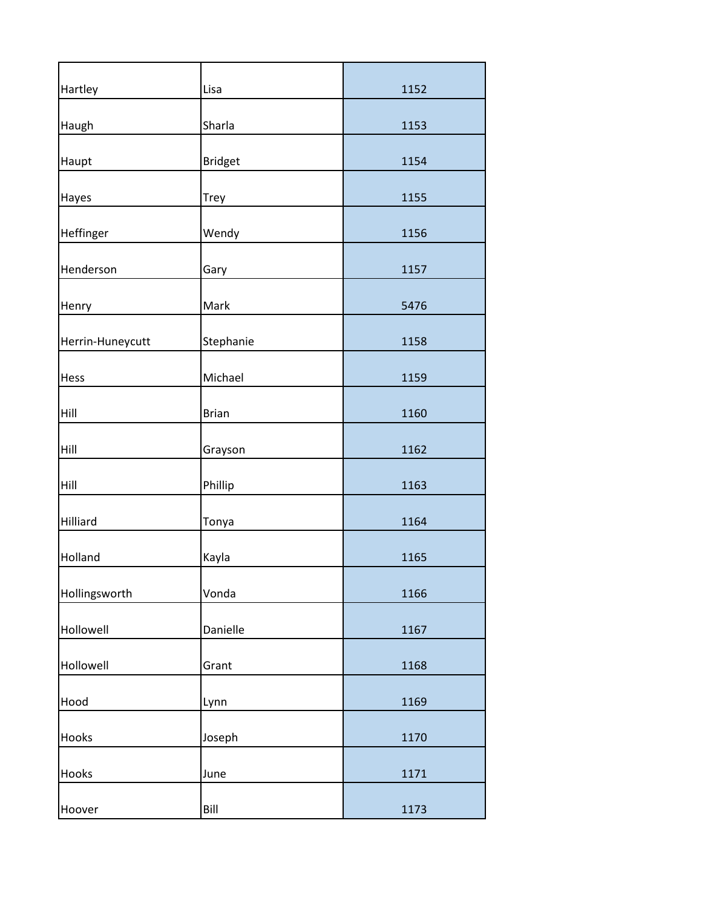| Hartley | Lisa | 1152 |
|---|---|---|
| Haugh | Sharla | 1153 |
| Haupt | Bridget | 1154 |
| Hayes | Trey | 1155 |
| Heffinger | Wendy | 1156 |
| Henderson | Gary | 1157 |
| Henry | Mark | 5476 |
| Herrin-Huneycutt | Stephanie | 1158 |
| Hess | Michael | 1159 |
| Hill | Brian | 1160 |
| Hill | Grayson | 1162 |
| Hill | Phillip | 1163 |
| Hilliard | Tonya | 1164 |
| Holland | Kayla | 1165 |
| Hollingsworth | Vonda | 1166 |
| Hollowell | Danielle | 1167 |
| Hollowell | Grant | 1168 |
| Hood | Lynn | 1169 |
| Hooks | Joseph | 1170 |
| Hooks | June | 1171 |
| Hoover | Bill | 1173 |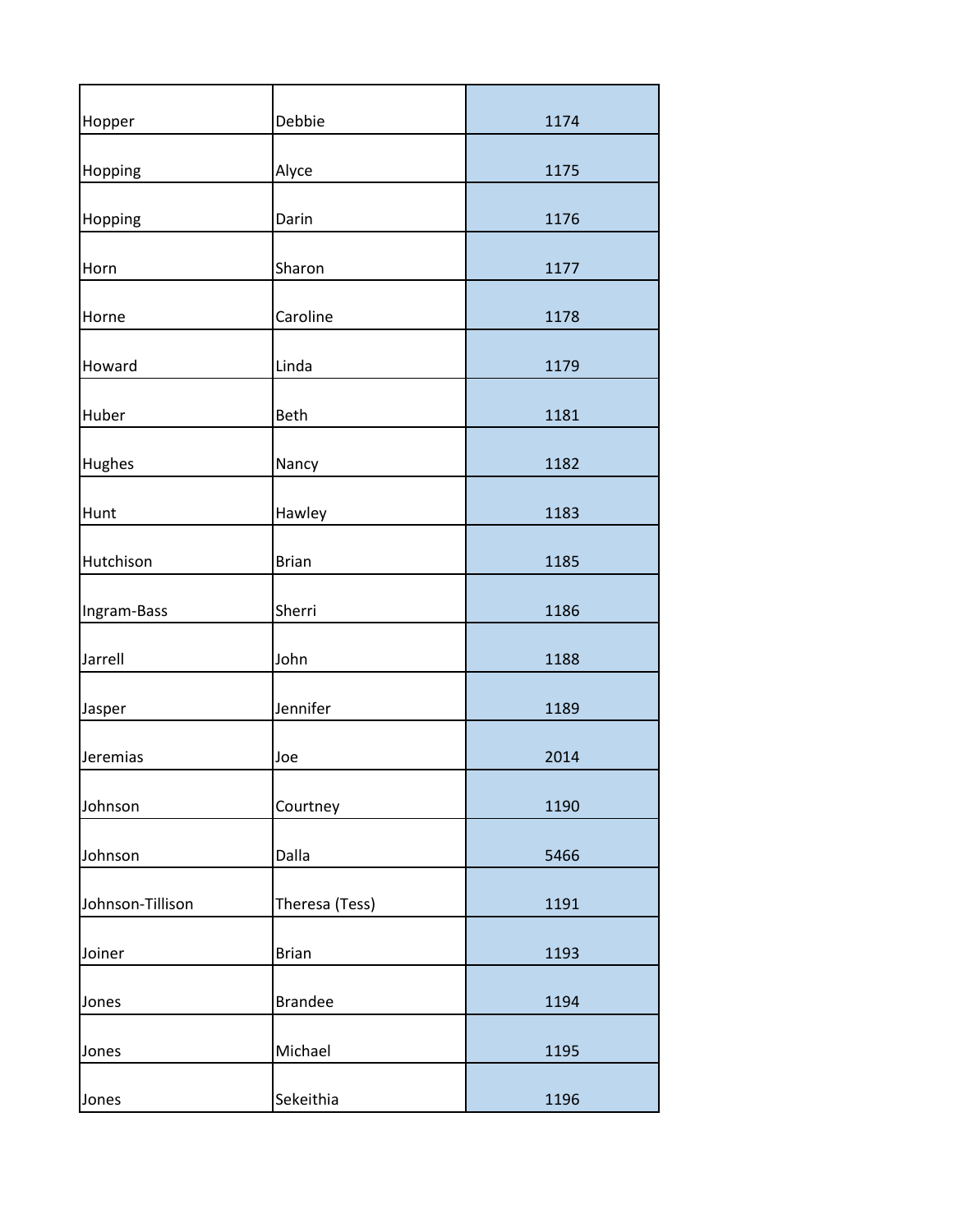| | | |
|---|---|---|
| Hopper | Debbie | 1174 |
| Hopping | Alyce | 1175 |
| Hopping | Darin | 1176 |
| Horn | Sharon | 1177 |
| Horne | Caroline | 1178 |
| Howard | Linda | 1179 |
| Huber | Beth | 1181 |
| Hughes | Nancy | 1182 |
| Hunt | Hawley | 1183 |
| Hutchison | Brian | 1185 |
| Ingram-Bass | Sherri | 1186 |
| Jarrell | John | 1188 |
| Jasper | Jennifer | 1189 |
| Jeremias | Joe | 2014 |
| Johnson | Courtney | 1190 |
| Johnson | Dalla | 5466 |
| Johnson-Tillison | Theresa (Tess) | 1191 |
| Joiner | Brian | 1193 |
| Jones | Brandee | 1194 |
| Jones | Michael | 1195 |
| Jones | Sekeithia | 1196 |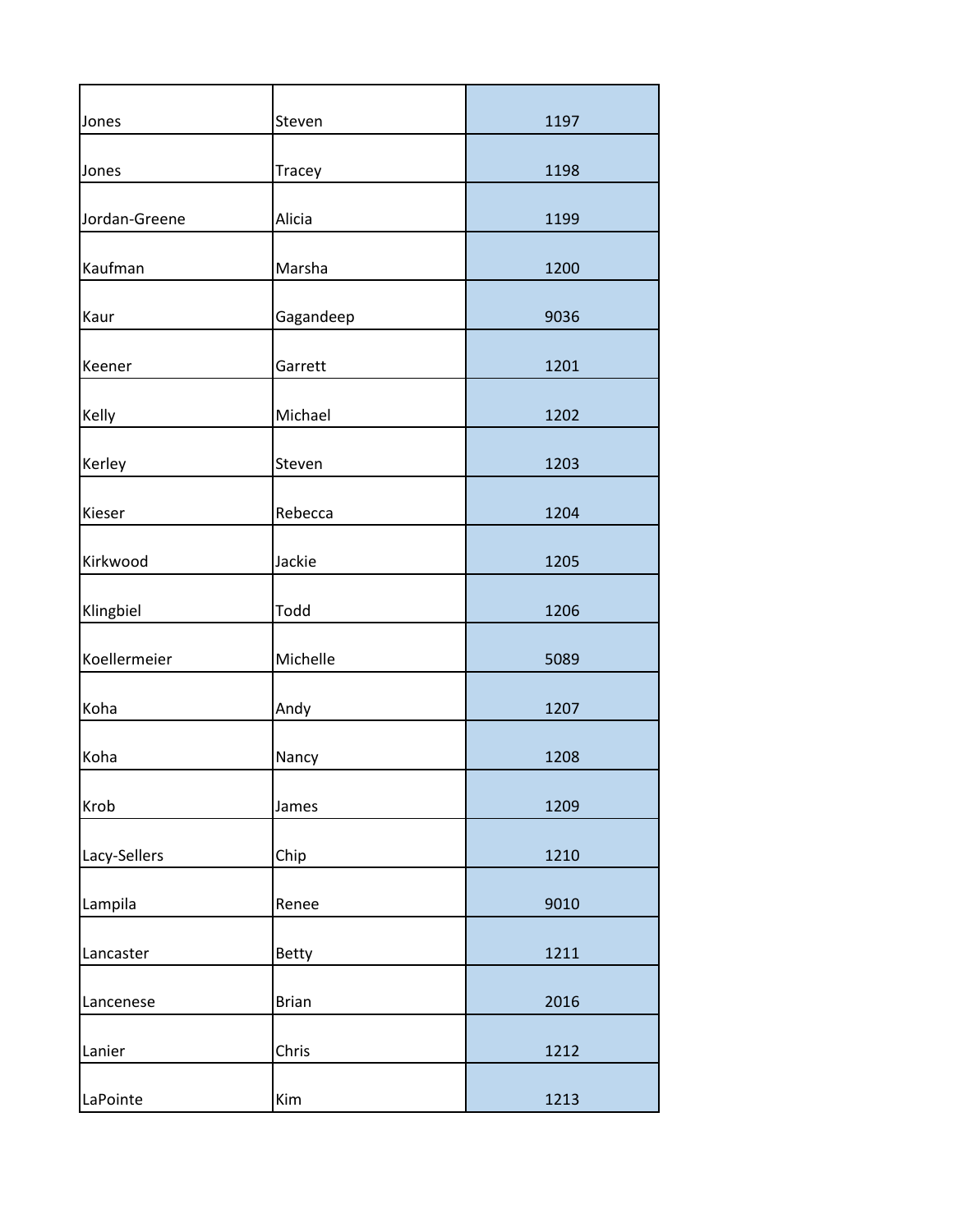| | | |
|---|---|---|
| Jones | Steven | 1197 |
| Jones | Tracey | 1198 |
| Jordan-Greene | Alicia | 1199 |
| Kaufman | Marsha | 1200 |
| Kaur | Gagandeep | 9036 |
| Keener | Garrett | 1201 |
| Kelly | Michael | 1202 |
| Kerley | Steven | 1203 |
| Kieser | Rebecca | 1204 |
| Kirkwood | Jackie | 1205 |
| Klingbiel | Todd | 1206 |
| Koellermeier | Michelle | 5089 |
| Koha | Andy | 1207 |
| Koha | Nancy | 1208 |
| Krob | James | 1209 |
| Lacy-Sellers | Chip | 1210 |
| Lampila | Renee | 9010 |
| Lancaster | Betty | 1211 |
| Lancenese | Brian | 2016 |
| Lanier | Chris | 1212 |
| LaPointe | Kim | 1213 |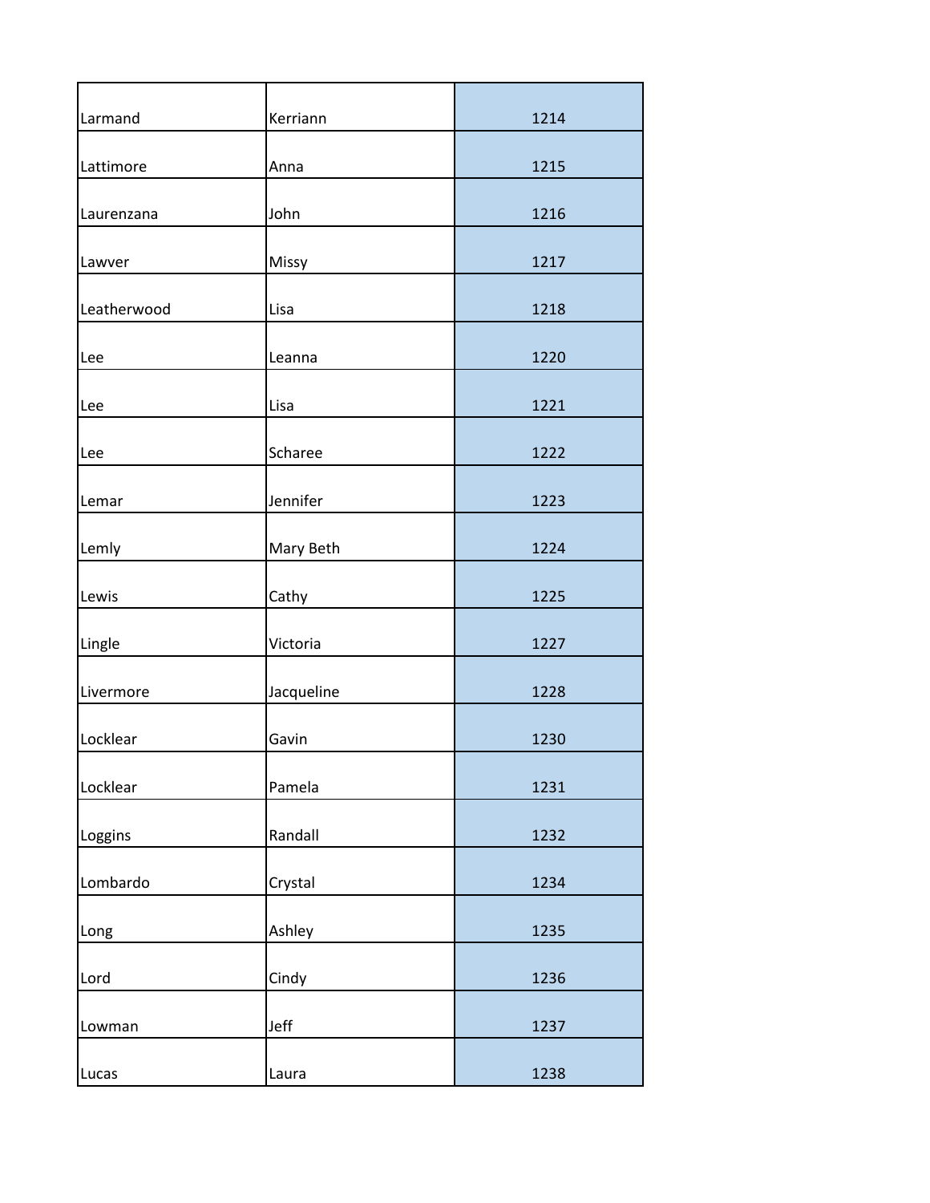| | | |
|---|---|---|
| Larmand | Kerriann | 1214 |
| Lattimore | Anna | 1215 |
| Laurenzana | John | 1216 |
| Lawver | Missy | 1217 |
| Leatherwood | Lisa | 1218 |
| Lee | Leanna | 1220 |
| Lee | Lisa | 1221 |
| Lee | Scharee | 1222 |
| Lemar | Jennifer | 1223 |
| Lemly | Mary Beth | 1224 |
| Lewis | Cathy | 1225 |
| Lingle | Victoria | 1227 |
| Livermore | Jacqueline | 1228 |
| Locklear | Gavin | 1230 |
| Locklear | Pamela | 1231 |
| Loggins | Randall | 1232 |
| Lombardo | Crystal | 1234 |
| Long | Ashley | 1235 |
| Lord | Cindy | 1236 |
| Lowman | Jeff | 1237 |
| Lucas | Laura | 1238 |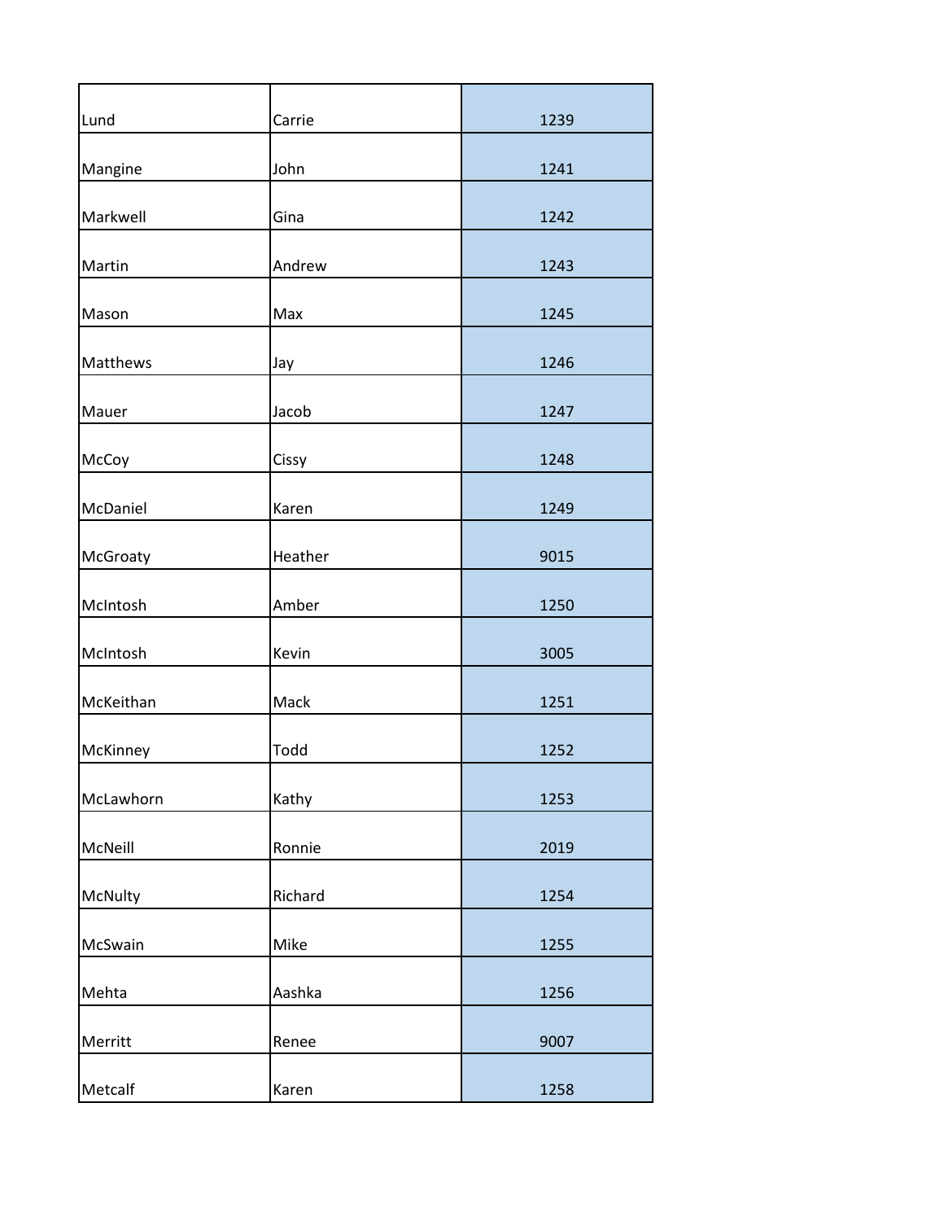| | | |
|---|---|---|
| Lund | Carrie | 1239 |
| Mangine | John | 1241 |
| Markwell | Gina | 1242 |
| Martin | Andrew | 1243 |
| Mason | Max | 1245 |
| Matthews | Jay | 1246 |
| Mauer | Jacob | 1247 |
| McCoy | Cissy | 1248 |
| McDaniel | Karen | 1249 |
| McGroaty | Heather | 9015 |
| McIntosh | Amber | 1250 |
| McIntosh | Kevin | 3005 |
| McKeithan | Mack | 1251 |
| McKinney | Todd | 1252 |
| McLawhorn | Kathy | 1253 |
| McNeill | Ronnie | 2019 |
| McNulty | Richard | 1254 |
| McSwain | Mike | 1255 |
| Mehta | Aashka | 1256 |
| Merritt | Renee | 9007 |
| Metcalf | Karen | 1258 |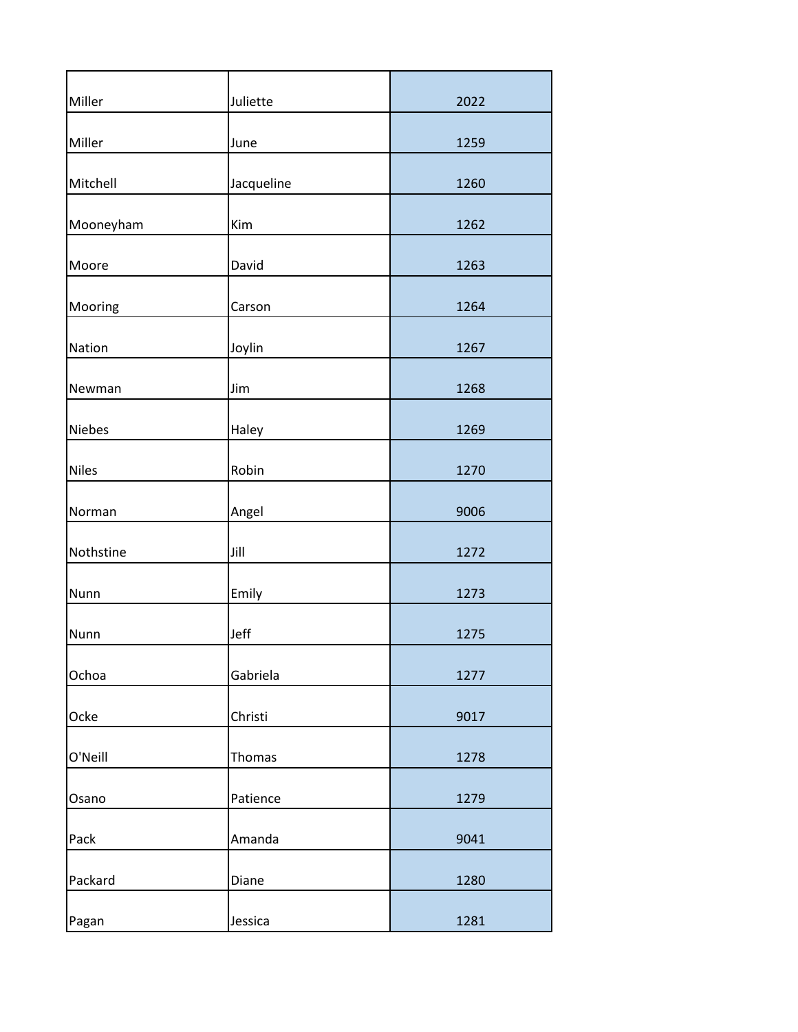| | | |
|---|---|---|
| Miller | Juliette | 2022 |
| Miller | June | 1259 |
| Mitchell | Jacqueline | 1260 |
| Mooneyham | Kim | 1262 |
| Moore | David | 1263 |
| Mooring | Carson | 1264 |
| Nation | Joylin | 1267 |
| Newman | Jim | 1268 |
| Niebes | Haley | 1269 |
| Niles | Robin | 1270 |
| Norman | Angel | 9006 |
| Nothstine | Jill | 1272 |
| Nunn | Emily | 1273 |
| Nunn | Jeff | 1275 |
| Ochoa | Gabriela | 1277 |
| Ocke | Christi | 9017 |
| O'Neill | Thomas | 1278 |
| Osano | Patience | 1279 |
| Pack | Amanda | 9041 |
| Packard | Diane | 1280 |
| Pagan | Jessica | 1281 |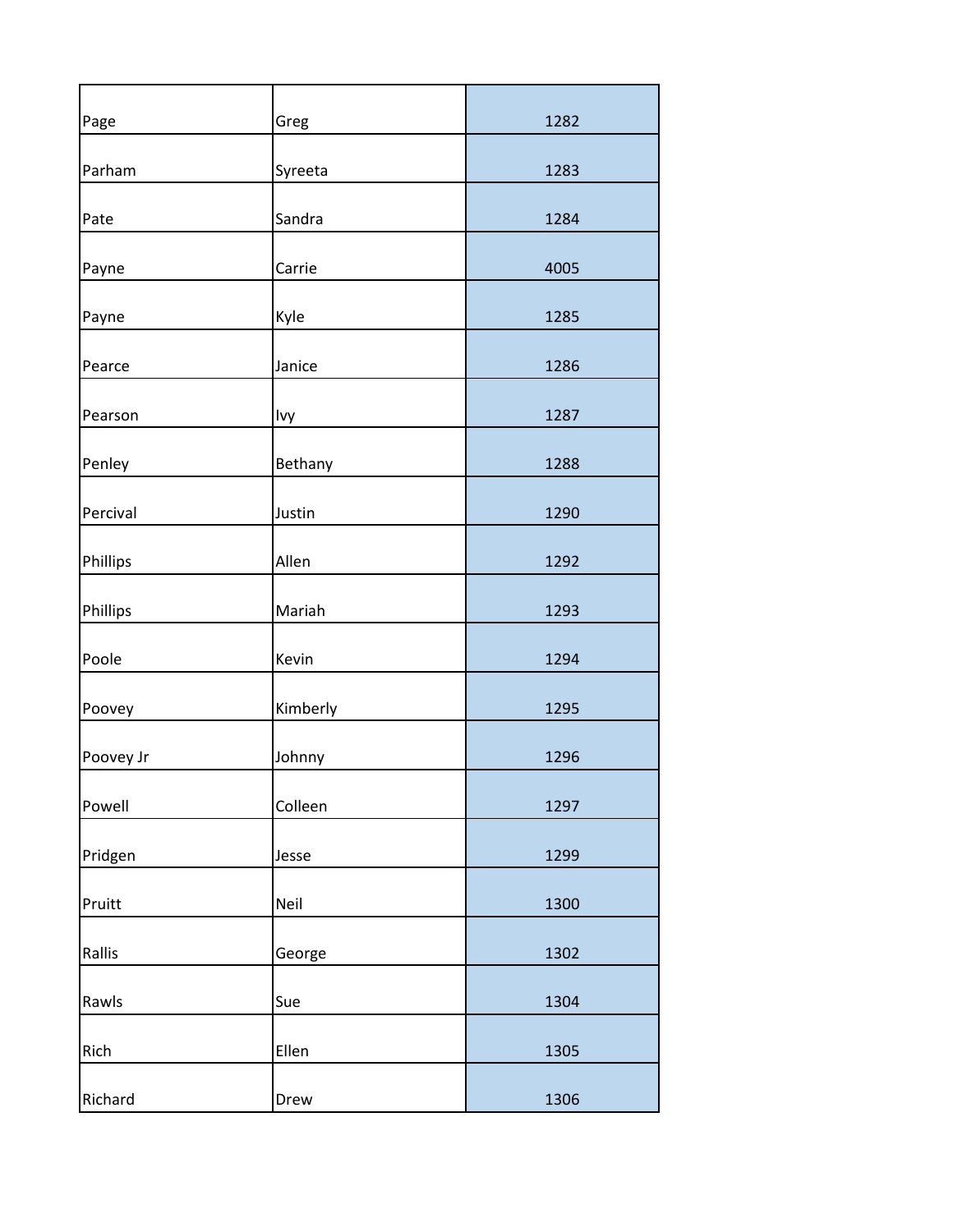| | | |
|---|---|---|
| Page | Greg | 1282 |
| Parham | Syreeta | 1283 |
| Pate | Sandra | 1284 |
| Payne | Carrie | 4005 |
| Payne | Kyle | 1285 |
| Pearce | Janice | 1286 |
| Pearson | Ivy | 1287 |
| Penley | Bethany | 1288 |
| Percival | Justin | 1290 |
| Phillips | Allen | 1292 |
| Phillips | Mariah | 1293 |
| Poole | Kevin | 1294 |
| Poovey | Kimberly | 1295 |
| Poovey Jr | Johnny | 1296 |
| Powell | Colleen | 1297 |
| Pridgen | Jesse | 1299 |
| Pruitt | Neil | 1300 |
| Rallis | George | 1302 |
| Rawls | Sue | 1304 |
| Rich | Ellen | 1305 |
| Richard | Drew | 1306 |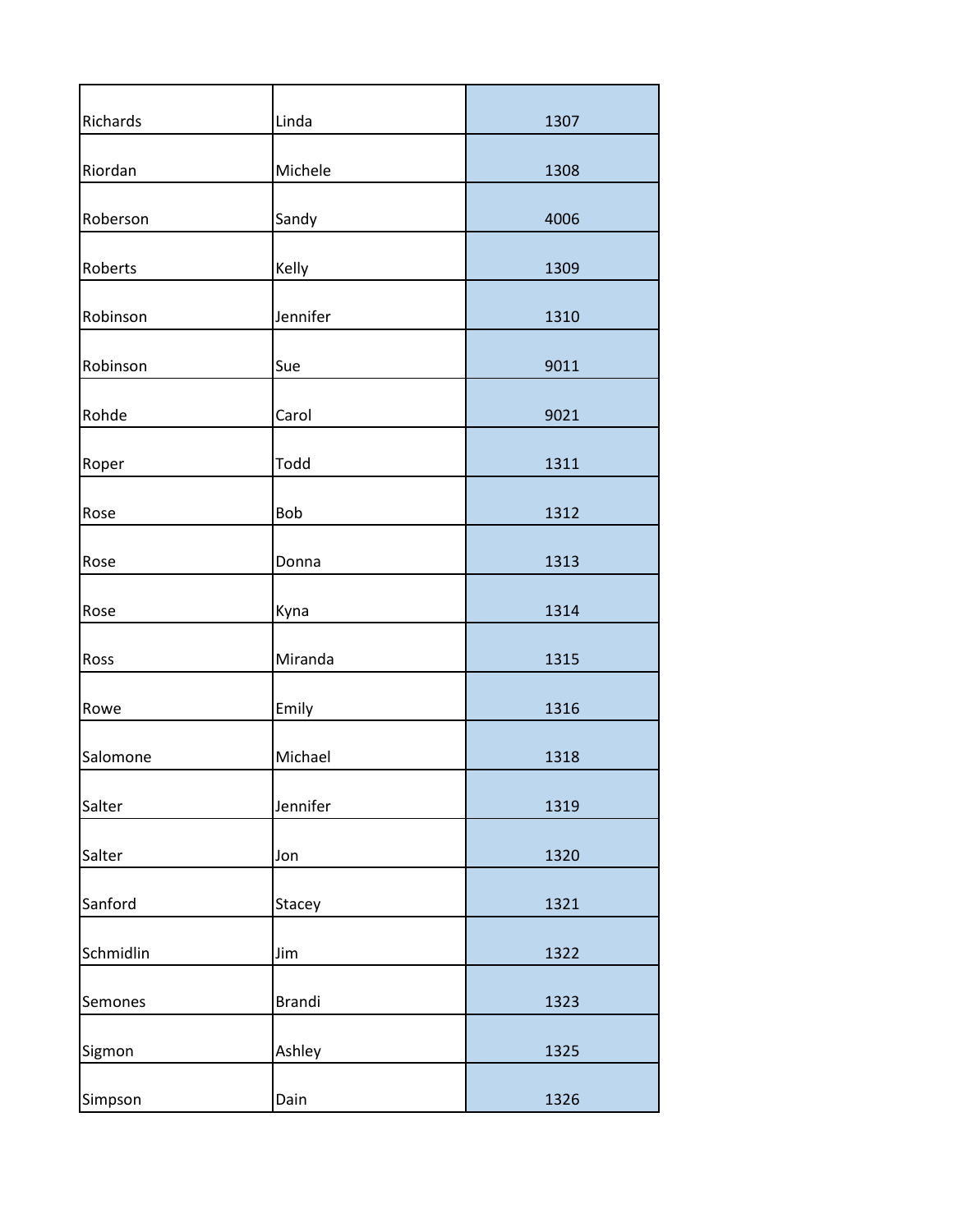| | | |
|---|---|---|
| Richards | Linda | 1307 |
| Riordan | Michele | 1308 |
| Roberson | Sandy | 4006 |
| Roberts | Kelly | 1309 |
| Robinson | Jennifer | 1310 |
| Robinson | Sue | 9011 |
| Rohde | Carol | 9021 |
| Roper | Todd | 1311 |
| Rose | Bob | 1312 |
| Rose | Donna | 1313 |
| Rose | Kyna | 1314 |
| Ross | Miranda | 1315 |
| Rowe | Emily | 1316 |
| Salomone | Michael | 1318 |
| Salter | Jennifer | 1319 |
| Salter | Jon | 1320 |
| Sanford | Stacey | 1321 |
| Schmidlin | Jim | 1322 |
| Semones | Brandi | 1323 |
| Sigmon | Ashley | 1325 |
| Simpson | Dain | 1326 |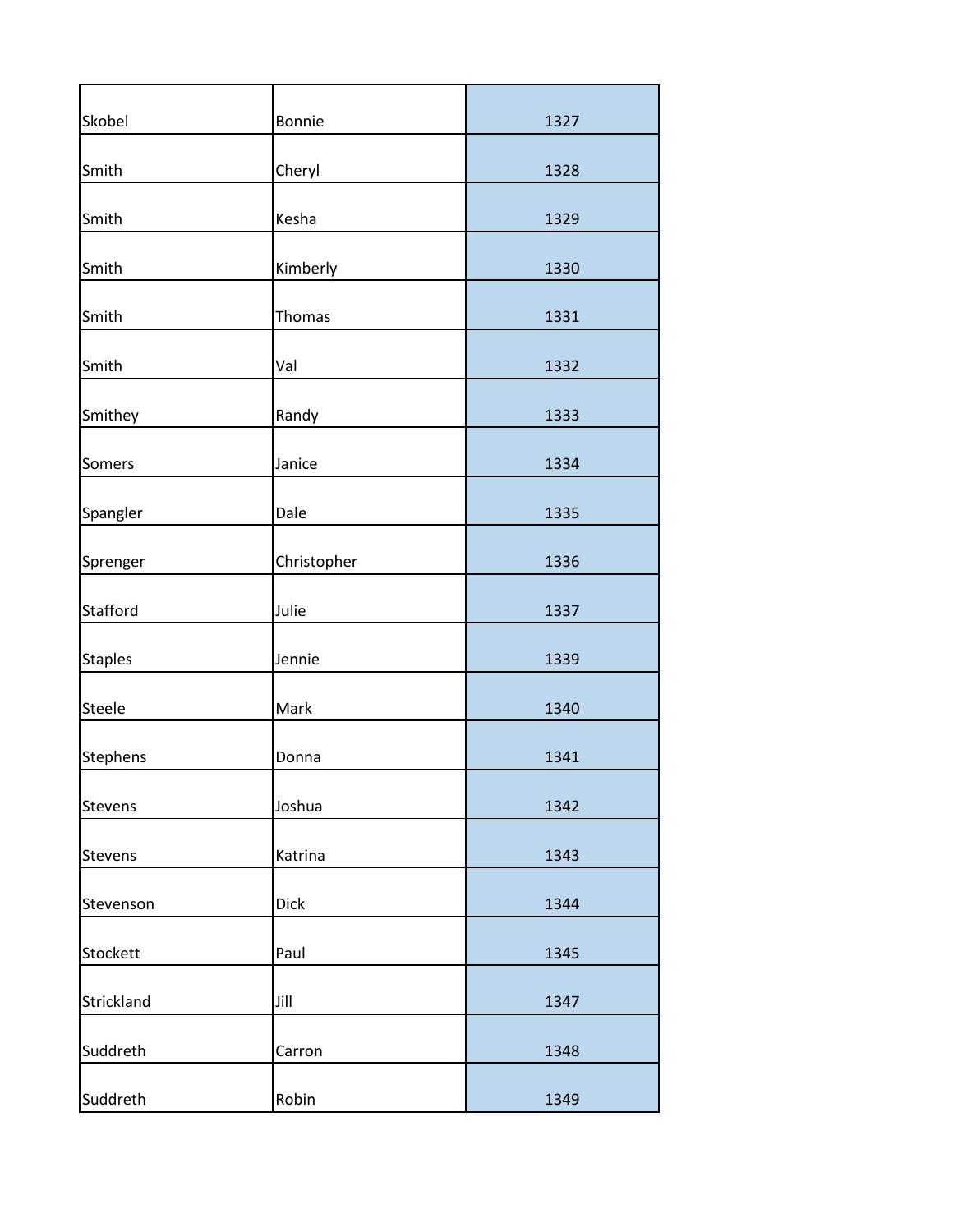| Skobel | Bonnie | 1327 |
|---|---|---|
| Smith | Cheryl | 1328 |
| Smith | Kesha | 1329 |
| Smith | Kimberly | 1330 |
| Smith | Thomas | 1331 |
| Smith | Val | 1332 |
| Smithey | Randy | 1333 |
| Somers | Janice | 1334 |
| Spangler | Dale | 1335 |
| Sprenger | Christopher | 1336 |
| Stafford | Julie | 1337 |
| Staples | Jennie | 1339 |
| Steele | Mark | 1340 |
| Stephens | Donna | 1341 |
| Stevens | Joshua | 1342 |
| Stevens | Katrina | 1343 |
| Stevenson | Dick | 1344 |
| Stockett | Paul | 1345 |
| Strickland | Jill | 1347 |
| Suddreth | Carron | 1348 |
| Suddreth | Robin | 1349 |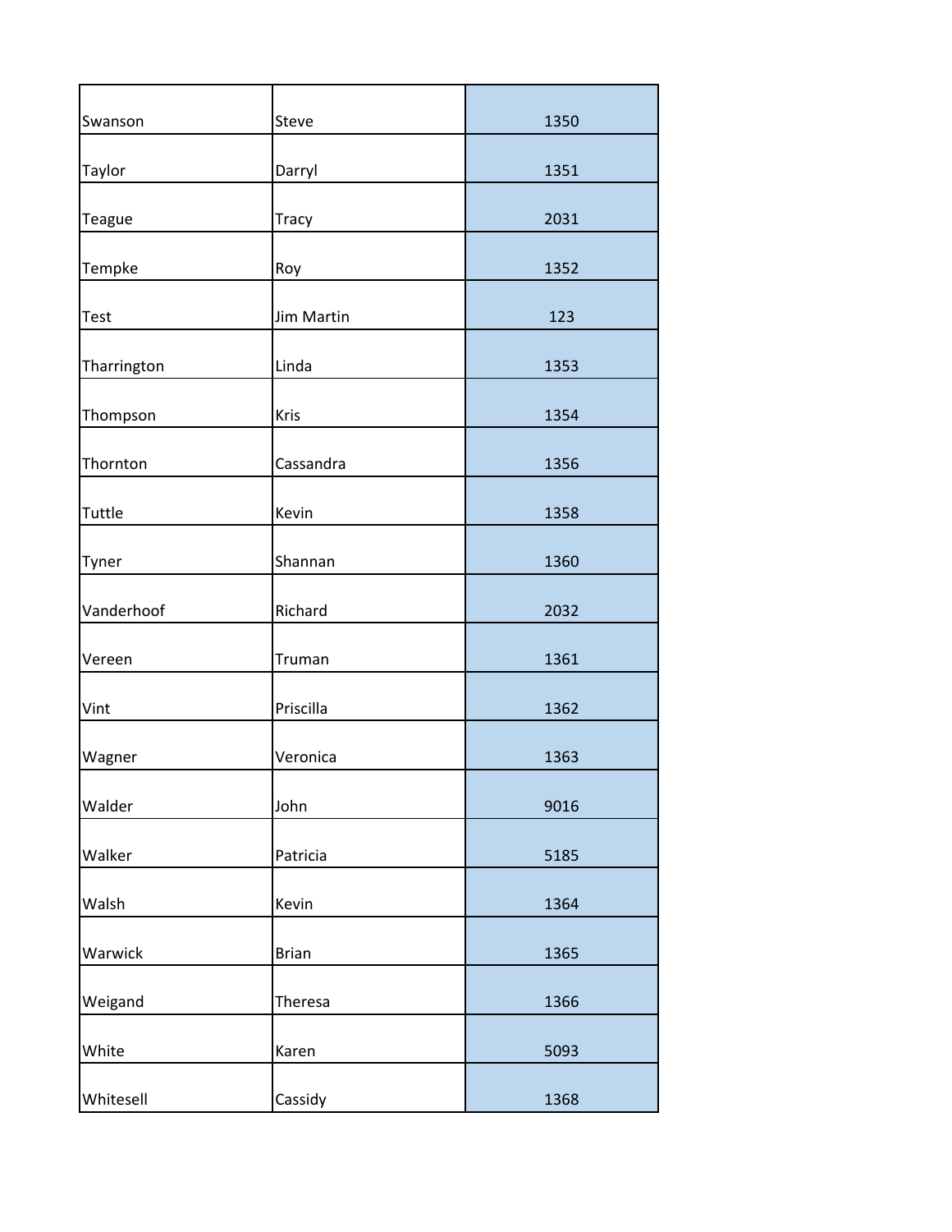| | | |
|---|---|---|
| Swanson | Steve | 1350 |
| Taylor | Darryl | 1351 |
| Teague | Tracy | 2031 |
| Tempke | Roy | 1352 |
| Test | Jim Martin | 123 |
| Tharrington | Linda | 1353 |
| Thompson | Kris | 1354 |
| Thornton | Cassandra | 1356 |
| Tuttle | Kevin | 1358 |
| Tyner | Shannan | 1360 |
| Vanderhoof | Richard | 2032 |
| Vereen | Truman | 1361 |
| Vint | Priscilla | 1362 |
| Wagner | Veronica | 1363 |
| Walder | John | 9016 |
| Walker | Patricia | 5185 |
| Walsh | Kevin | 1364 |
| Warwick | Brian | 1365 |
| Weigand | Theresa | 1366 |
| White | Karen | 5093 |
| Whitesell | Cassidy | 1368 |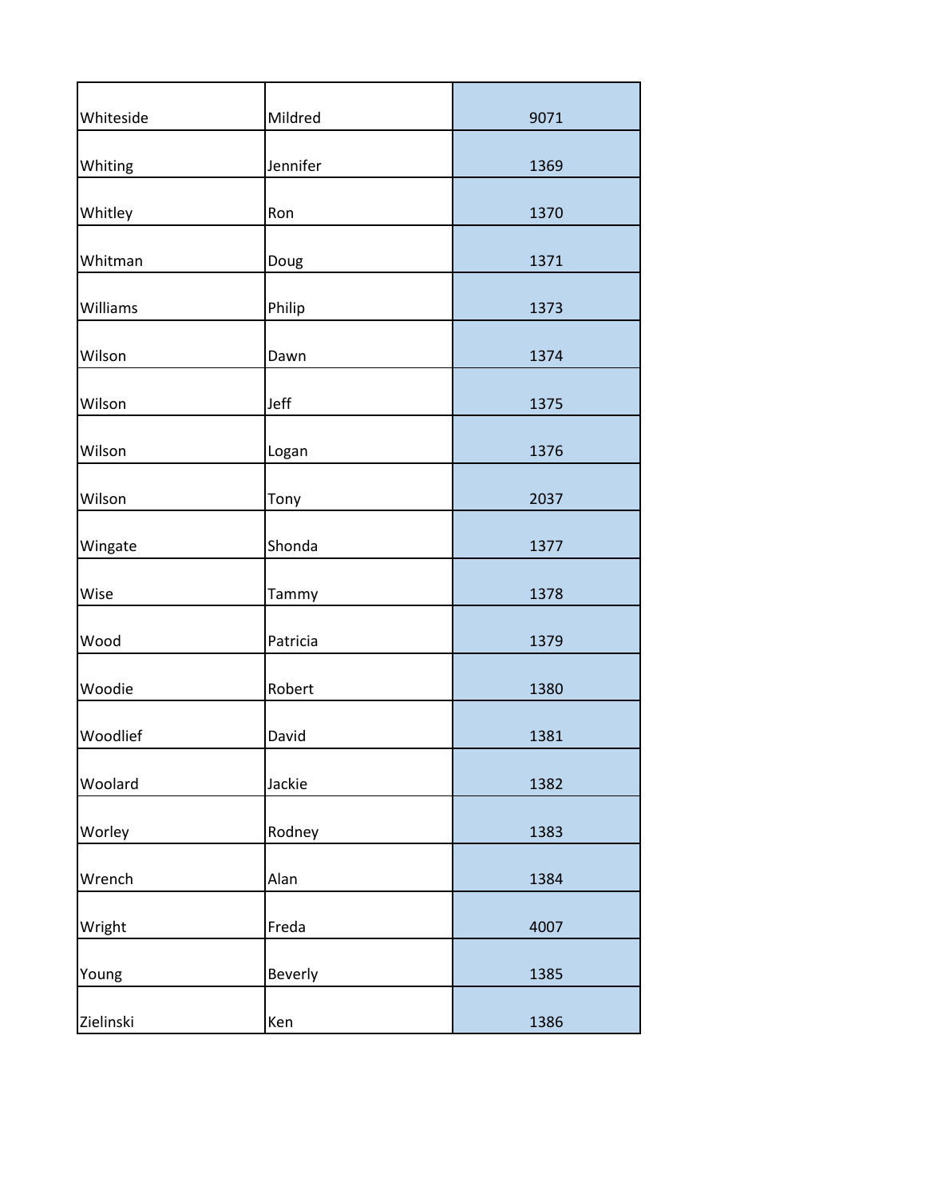| | | |
|---|---|---|
| Whiteside | Mildred | 9071 |
| Whiting | Jennifer | 1369 |
| Whitley | Ron | 1370 |
| Whitman | Doug | 1371 |
| Williams | Philip | 1373 |
| Wilson | Dawn | 1374 |
| Wilson | Jeff | 1375 |
| Wilson | Logan | 1376 |
| Wilson | Tony | 2037 |
| Wingate | Shonda | 1377 |
| Wise | Tammy | 1378 |
| Wood | Patricia | 1379 |
| Woodie | Robert | 1380 |
| Woodlief | David | 1381 |
| Woolard | Jackie | 1382 |
| Worley | Rodney | 1383 |
| Wrench | Alan | 1384 |
| Wright | Freda | 4007 |
| Young | Beverly | 1385 |
| Zielinski | Ken | 1386 |